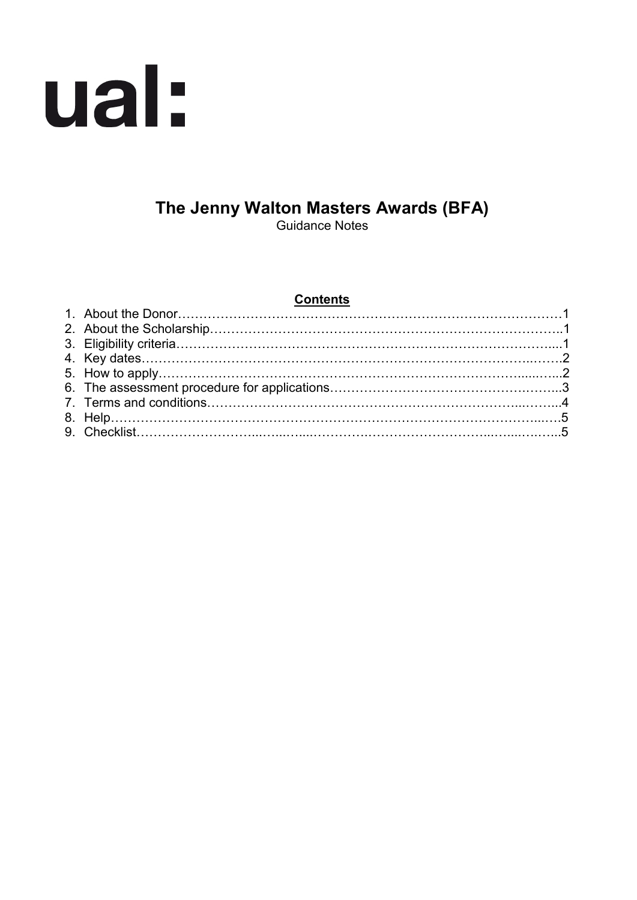ual:

# The Jenny Walton Masters Awards (BFA)

Guidance Notes

**Contents**

1. About the Donor……………………………………………………………………………1
2. About the Scholarship…………………………………………………………………..1
3. Eligibility criteria……………………………………………………………………....1
4. Key dates……………………………………………………………………………..…….2
5. How to apply……………………………………………………………………….....…...2
6. The assessment procedure for applications……………………………………….……..3
7. Terms and conditions…………………………………………………………...……...4
8. Help……………………………………………………………………………………..….5
9. Checklist………………………...…....…...………….……………………...…...….…..5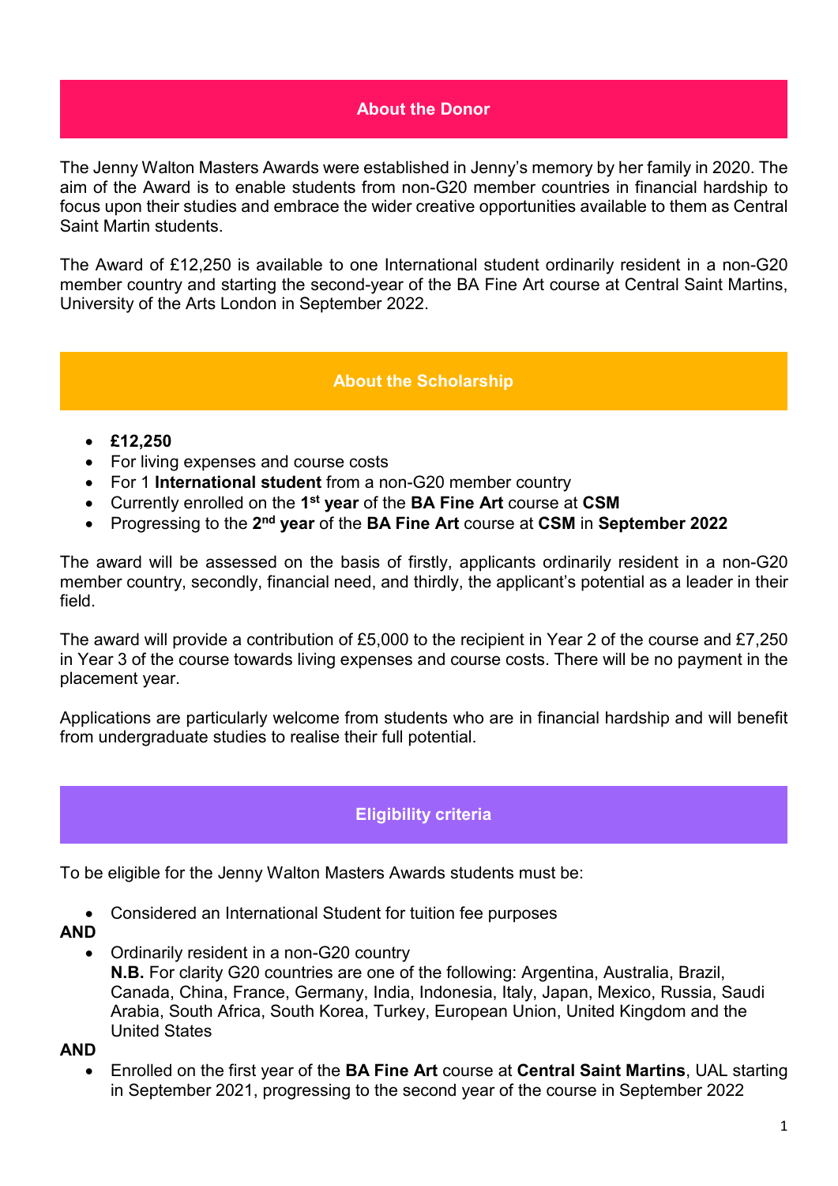## About the Donor

The Jenny Walton Masters Awards were established in Jenny's memory by her family in 2020. The aim of the Award is to enable students from non-G20 member countries in financial hardship to focus upon their studies and embrace the wider creative opportunities available to them as Central Saint Martin students.

The Award of £12,250 is available to one International student ordinarily resident in a non-G20 member country and starting the second-year of the BA Fine Art course at Central Saint Martins, University of the Arts London in September 2022.

## About the Scholarship

- **£12,250**
- For living expenses and course costs
- For 1 **International student** from a non-G20 member country
- Currently enrolled on the **1st year** of the **BA Fine Art** course at **CSM**
- Progressing to the **2nd year** of the **BA Fine Art** course at **CSM** in **September 2022**

The award will be assessed on the basis of firstly, applicants ordinarily resident in a non-G20 member country, secondly, financial need, and thirdly, the applicant's potential as a leader in their field.

The award will provide a contribution of £5,000 to the recipient in Year 2 of the course and £7,250 in Year 3 of the course towards living expenses and course costs. There will be no payment in the placement year.

Applications are particularly welcome from students who are in financial hardship and will benefit from undergraduate studies to realise their full potential.

## Eligibility criteria

To be eligible for the Jenny Walton Masters Awards students must be:

- Considered an International Student for tuition fee purposes

**AND**

- Ordinarily resident in a non-G20 country
  **N.B.** For clarity G20 countries are one of the following: Argentina, Australia, Brazil, Canada, China, France, Germany, India, Indonesia, Italy, Japan, Mexico, Russia, Saudi Arabia, South Africa, South Korea, Turkey, European Union, United Kingdom and the United States

**AND**

- Enrolled on the first year of the **BA Fine Art** course at **Central Saint Martins**, UAL starting in September 2021, progressing to the second year of the course in September 2022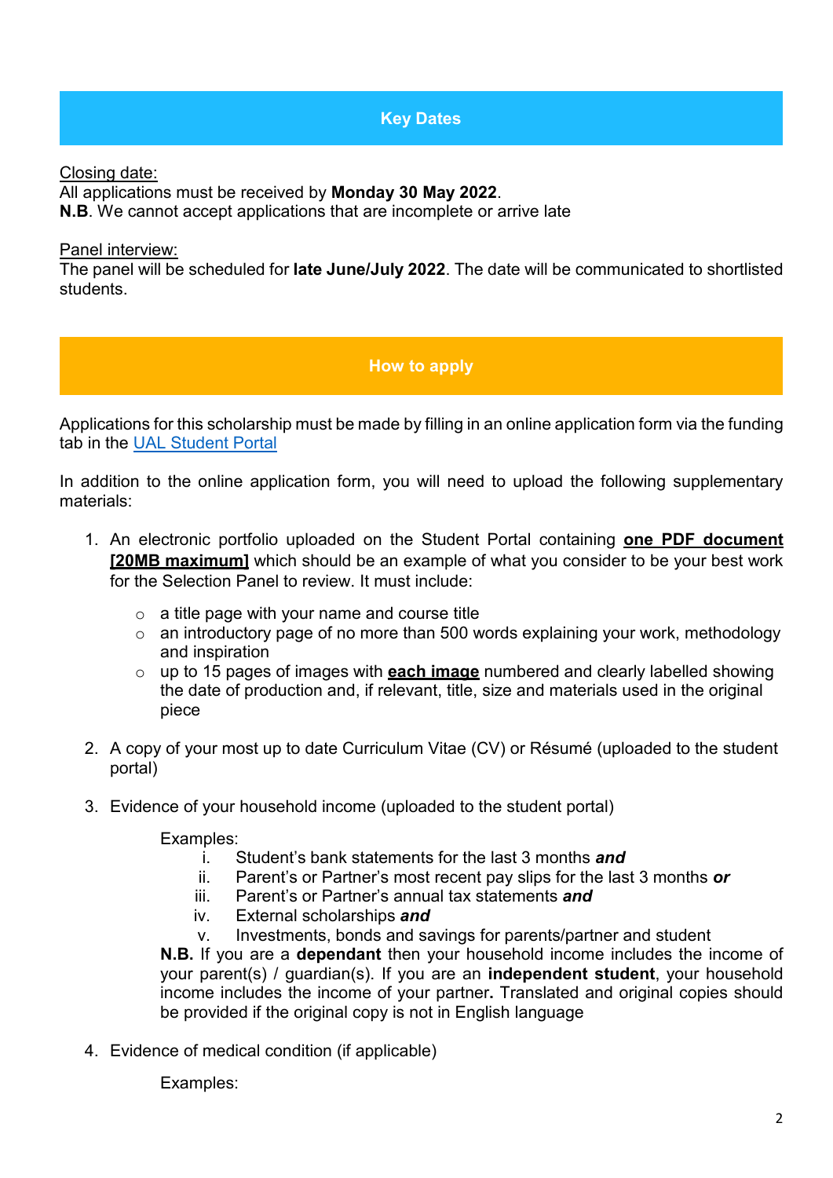## Key Dates

Closing date:
All applications must be received by **Monday 30 May 2022**.
**N.B**. We cannot accept applications that are incomplete or arrive late

Panel interview:
The panel will be scheduled for **late June/July 2022**. The date will be communicated to shortlisted students.

## How to apply

Applications for this scholarship must be made by filling in an online application form via the funding tab in the [UAL Student Portal]()

In addition to the online application form, you will need to upload the following supplementary materials:

1. An electronic portfolio uploaded on the Student Portal containing **one PDF document [20MB maximum]** which should be an example of what you consider to be your best work for the Selection Panel to review. It must include:
    - a title page with your name and course title
    - an introductory page of no more than 500 words explaining your work, methodology and inspiration
    - up to 15 pages of images with **each image** numbered and clearly labelled showing the date of production and, if relevant, title, size and materials used in the original piece

2. A copy of your most up to date Curriculum Vitae (CV) or Résumé (uploaded to the student portal)

3. Evidence of your household income (uploaded to the student portal)

    Examples:
    i. Student's bank statements for the last 3 months ***and***
    ii. Parent's or Partner's most recent pay slips for the last 3 months ***or***
    iii. Parent's or Partner's annual tax statements ***and***
    iv. External scholarships ***and***
    v. Investments, bonds and savings for parents/partner and student

    **N.B.** If you are a **dependant** then your household income includes the income of your parent(s) / guardian(s). If you are an **independent student**, your household income includes the income of your partner**.** Translated and original copies should be provided if the original copy is not in English language

4. Evidence of medical condition (if applicable)

    Examples: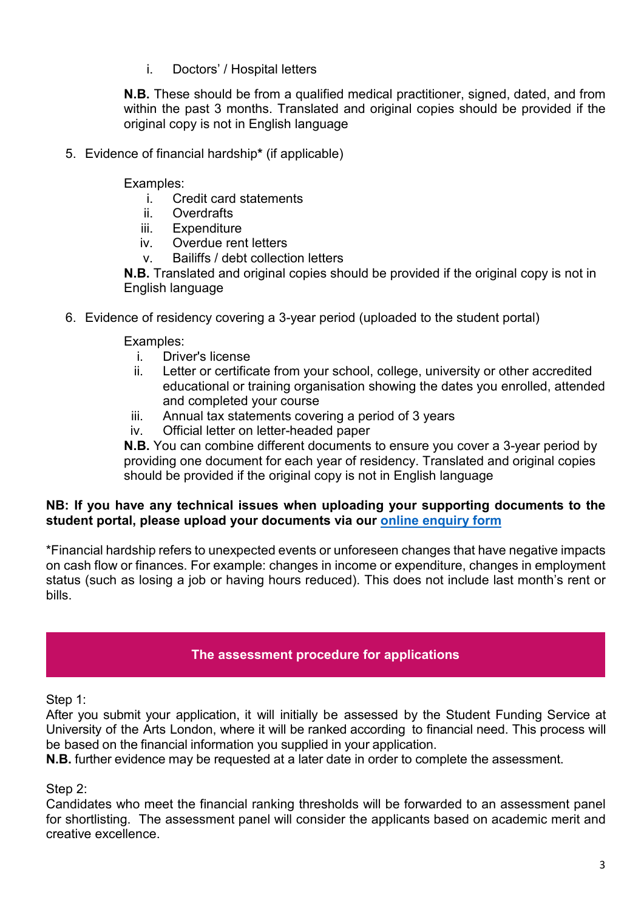i. Doctors' / Hospital letters

**N.B.** These should be from a qualified medical practitioner, signed, dated, and from within the past 3 months. Translated and original copies should be provided if the original copy is not in English language

5. Evidence of financial hardship**\*** (if applicable)

   Examples:
   i. Credit card statements
   ii. Overdrafts
   iii. Expenditure
   iv. Overdue rent letters
   v. Bailiffs / debt collection letters

   **N.B.** Translated and original copies should be provided if the original copy is not in English language

6. Evidence of residency covering a 3-year period (uploaded to the student portal)

   Examples:
   i. Driver's license
   ii. Letter or certificate from your school, college, university or other accredited educational or training organisation showing the dates you enrolled, attended and completed your course
   iii. Annual tax statements covering a period of 3 years
   iv. Official letter on letter-headed paper

   **N.B.** You can combine different documents to ensure you cover a 3-year period by providing one document for each year of residency. Translated and original copies should be provided if the original copy is not in English language

**NB: If you have any technical issues when uploading your supporting documents to the student portal, please upload your documents via our online enquiry form**

*Financial hardship refers to unexpected events or unforeseen changes that have negative impacts on cash flow or finances. For example: changes in income or expenditure, changes in employment status (such as losing a job or having hours reduced). This does not include last month's rent or bills.

## The assessment procedure for applications

Step 1:
After you submit your application, it will initially be assessed by the Student Funding Service at University of the Arts London, where it will be ranked according to financial need. This process will be based on the financial information you supplied in your application.
**N.B.** further evidence may be requested at a later date in order to complete the assessment.

Step 2:
Candidates who meet the financial ranking thresholds will be forwarded to an assessment panel for shortlisting. The assessment panel will consider the applicants based on academic merit and creative excellence.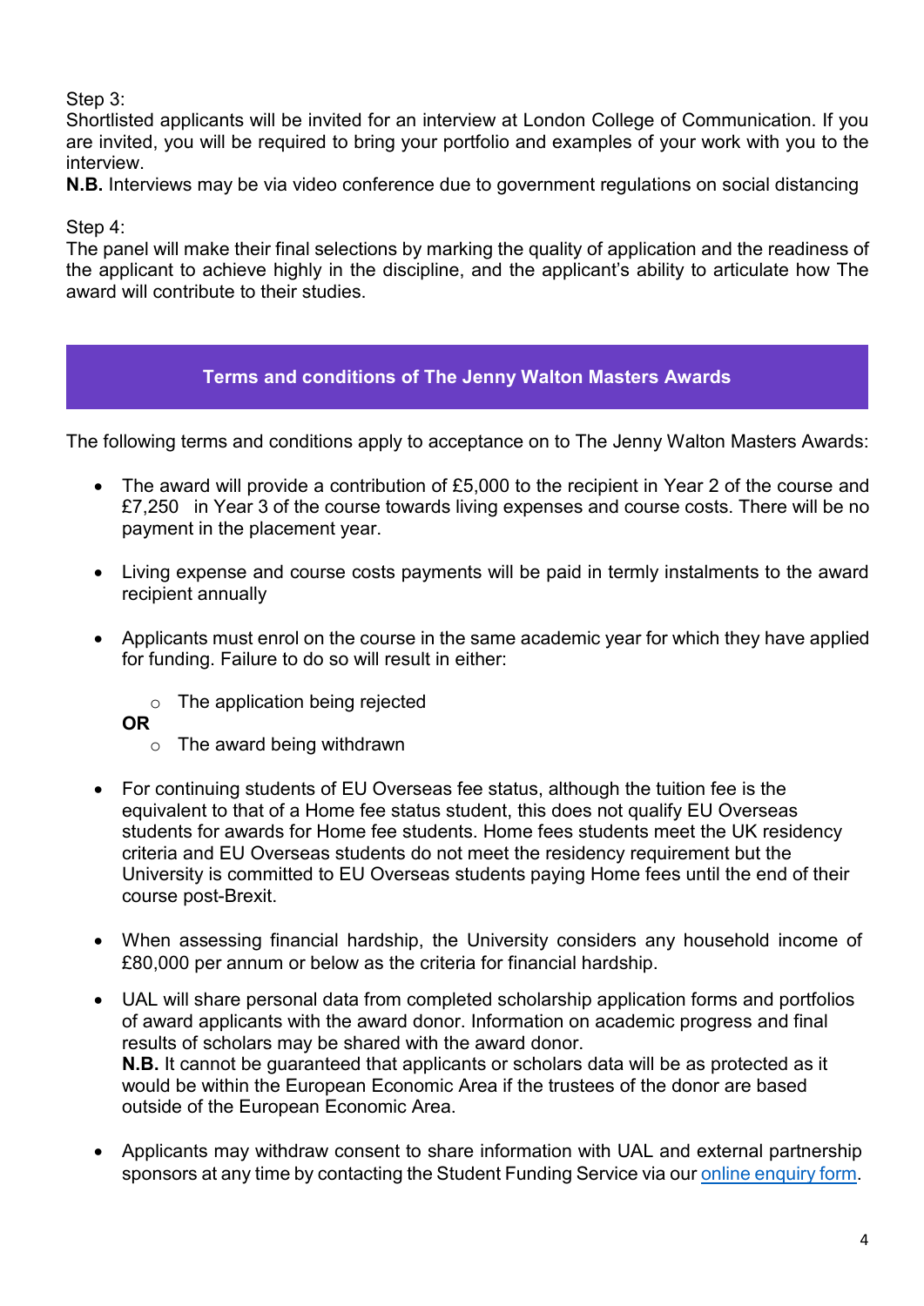Step 3:
Shortlisted applicants will be invited for an interview at London College of Communication. If you are invited, you will be required to bring your portfolio and examples of your work with you to the interview.
**N.B.** Interviews may be via video conference due to government regulations on social distancing

Step 4:
The panel will make their final selections by marking the quality of application and the readiness of the applicant to achieve highly in the discipline, and the applicant's ability to articulate how The award will contribute to their studies.

## Terms and conditions of The Jenny Walton Masters Awards

The following terms and conditions apply to acceptance on to The Jenny Walton Masters Awards:

- The award will provide a contribution of £5,000 to the recipient in Year 2 of the course and £7,250 in Year 3 of the course towards living expenses and course costs. There will be no payment in the placement year.

- Living expense and course costs payments will be paid in termly instalments to the award recipient annually

- Applicants must enrol on the course in the same academic year for which they have applied for funding. Failure to do so will result in either:
  - The application being rejected

  **OR**
  - The award being withdrawn

- For continuing students of EU Overseas fee status, although the tuition fee is the equivalent to that of a Home fee status student, this does not qualify EU Overseas students for awards for Home fee students. Home fees students meet the UK residency criteria and EU Overseas students do not meet the residency requirement but the University is committed to EU Overseas students paying Home fees until the end of their course post-Brexit.

- When assessing financial hardship, the University considers any household income of £80,000 per annum or below as the criteria for financial hardship.

- UAL will share personal data from completed scholarship application forms and portfolios of award applicants with the award donor. Information on academic progress and final results of scholars may be shared with the award donor.
  **N.B.** It cannot be guaranteed that applicants or scholars data will be as protected as it would be within the European Economic Area if the trustees of the donor are based outside of the European Economic Area.

- Applicants may withdraw consent to share information with UAL and external partnership sponsors at any time by contacting the Student Funding Service via our online enquiry form.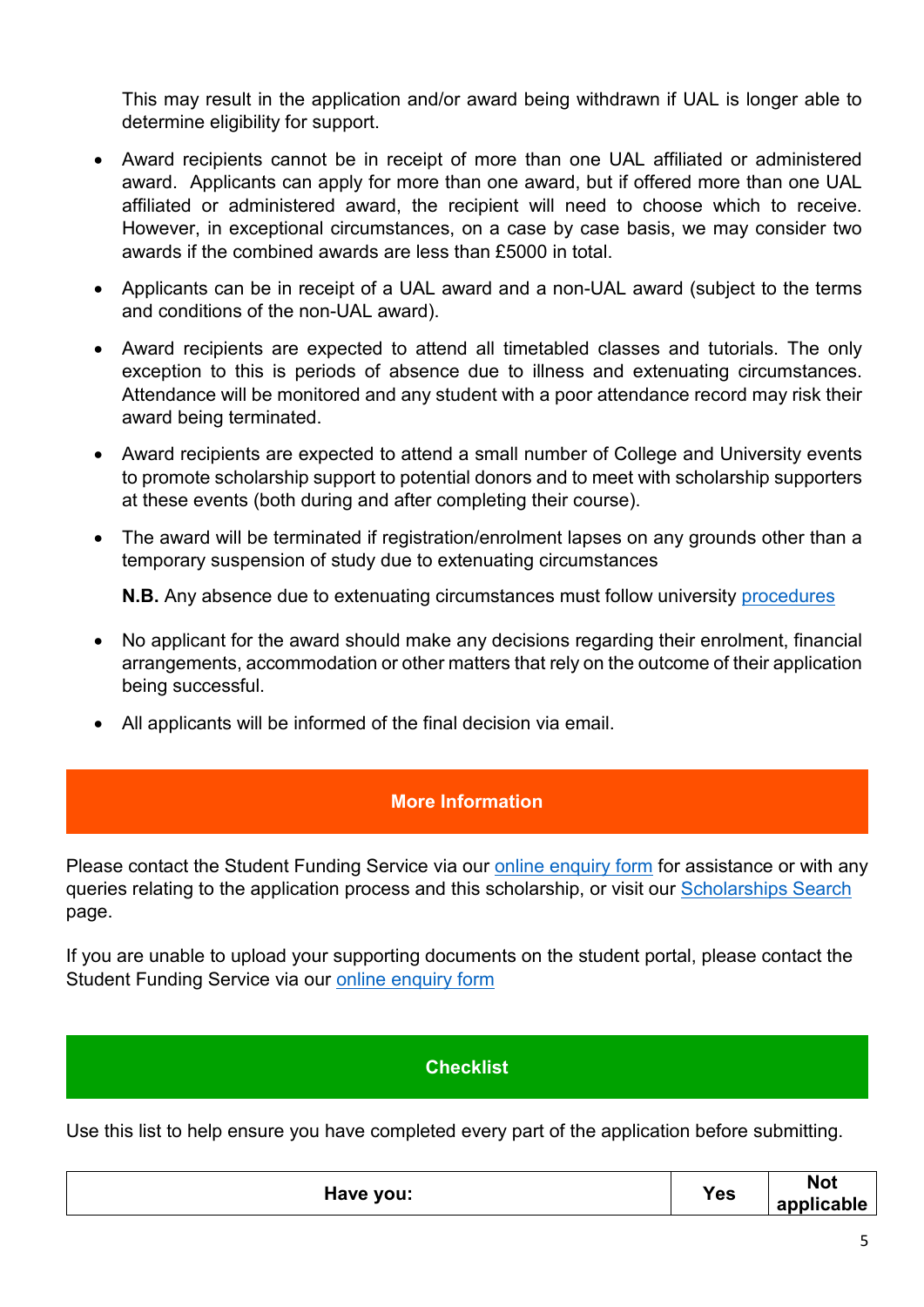This may result in the application and/or award being withdrawn if UAL is longer able to determine eligibility for support.

- Award recipients cannot be in receipt of more than one UAL affiliated or administered award. Applicants can apply for more than one award, but if offered more than one UAL affiliated or administered award, the recipient will need to choose which to receive. However, in exceptional circumstances, on a case by case basis, we may consider two awards if the combined awards are less than £5000 in total.

- Applicants can be in receipt of a UAL award and a non-UAL award (subject to the terms and conditions of the non-UAL award).

- Award recipients are expected to attend all timetabled classes and tutorials. The only exception to this is periods of absence due to illness and extenuating circumstances. Attendance will be monitored and any student with a poor attendance record may risk their award being terminated.

- Award recipients are expected to attend a small number of College and University events to promote scholarship support to potential donors and to meet with scholarship supporters at these events (both during and after completing their course).

- The award will be terminated if registration/enrolment lapses on any grounds other than a temporary suspension of study due to extenuating circumstances

  **N.B.** Any absence due to extenuating circumstances must follow university procedures

- No applicant for the award should make any decisions regarding their enrolment, financial arrangements, accommodation or other matters that rely on the outcome of their application being successful.

- All applicants will be informed of the final decision via email.

## More Information

Please contact the Student Funding Service via our online enquiry form for assistance or with any queries relating to the application process and this scholarship, or visit our Scholarships Search page.

If you are unable to upload your supporting documents on the student portal, please contact the Student Funding Service via our online enquiry form

## Checklist

Use this list to help ensure you have completed every part of the application before submitting.

| Have you: | Yes | Not applicable |
|---|---|---|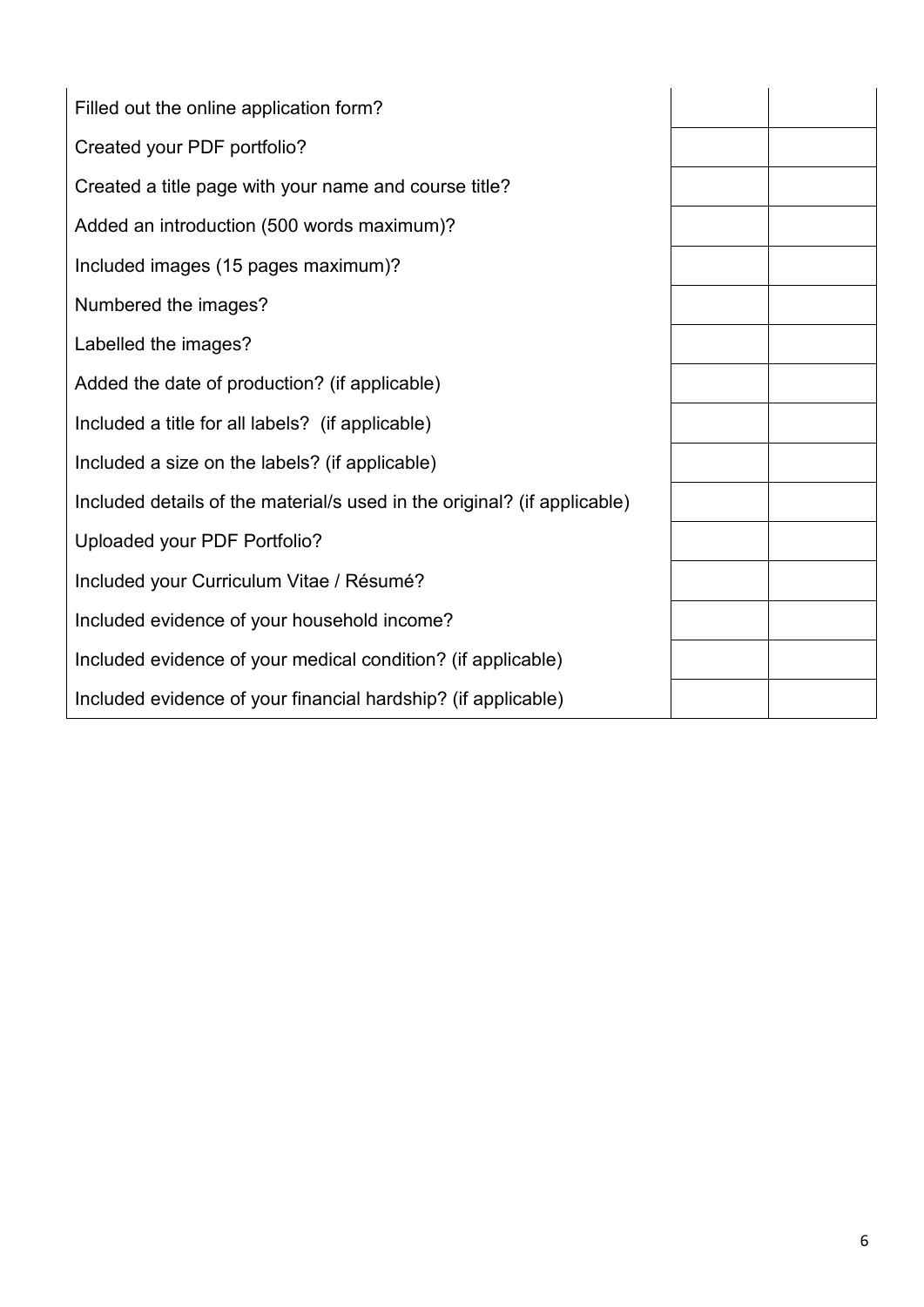| | | |
|---|---|---|
| Filled out the online application form? | | |
| Created your PDF portfolio? | | |
| Created a title page with your name and course title? | | |
| Added an introduction (500 words maximum)? | | |
| Included images (15 pages maximum)? | | |
| Numbered the images? | | |
| Labelled the images? | | |
| Added the date of production? (if applicable) | | |
| Included a title for all labels? (if applicable) | | |
| Included a size on the labels? (if applicable) | | |
| Included details of the material/s used in the original? (if applicable) | | |
| Uploaded your PDF Portfolio? | | |
| Included your Curriculum Vitae / Résumé? | | |
| Included evidence of your household income? | | |
| Included evidence of your medical condition? (if applicable) | | |
| Included evidence of your financial hardship? (if applicable) | | |